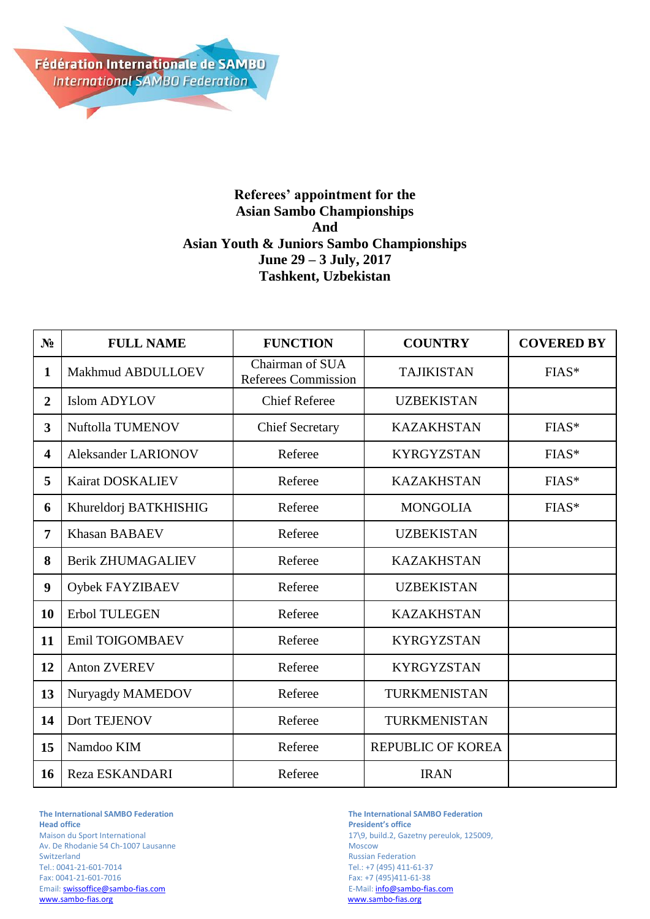Fédération Internationale de SAMBO
International SAMBO Federation

**Referees' appointment for the**
**Asian Sambo Championships**
**And**
**Asian Youth & Juniors Sambo Championships**
**June 29 – 3 July, 2017**
**Tashkent, Uzbekistan**

| № | FULL NAME | FUNCTION | COUNTRY | COVERED BY |
|---|---|---|---|---|
| 1 | Makhmud ABDULLOEV | Chairman of SUA Referees Commission | TAJIKISTAN | FIAS* |
| 2 | Islom ADYLOV | Chief Referee | UZBEKISTAN | |
| 3 | Nuftolla TUMENOV | Chief Secretary | KAZAKHSTAN | FIAS* |
| 4 | Aleksander LARIONOV | Referee | KYRGYZSTAN | FIAS* |
| 5 | Kairat DOSKALIEV | Referee | KAZAKHSTAN | FIAS* |
| 6 | Khureldorj BATKHISHIG | Referee | MONGOLIA | FIAS* |
| 7 | Khasan BABAEV | Referee | UZBEKISTAN | |
| 8 | Berik ZHUMAGALIEV | Referee | KAZAKHSTAN | |
| 9 | Oybek FAYZIBAEV | Referee | UZBEKISTAN | |
| 10 | Erbol TULEGEN | Referee | KAZAKHSTAN | |
| 11 | Emil TOIGOMBAEV | Referee | KYRGYZSTAN | |
| 12 | Anton ZVEREV | Referee | KYRGYZSTAN | |
| 13 | Nuryagdy MAMEDOV | Referee | TURKMENISTAN | |
| 14 | Dort TEJENOV | Referee | TURKMENISTAN | |
| 15 | Namdoo KIM | Referee | REPUBLIC OF KOREA | |
| 16 | Reza ESKANDARI | Referee | IRAN | |

**The International SAMBO Federation**
**Head office**
Maison du Sport International
Av. De Rhodanie 54 Ch-1007 Lausanne
Switzerland
Tel.: 0041-21-601-7014
Fax: 0041-21-601-7016
Email: swissoffice@sambo-fias.com
www.sambo-fias.org

**The International SAMBO Federation**
**President's office**
17\9, build.2, Gazetny pereulok, 125009,
Moscow
Russian Federation
Tel.: +7 (495) 411-61-37
Fax: +7 (495)411-61-38
E-Mail: info@sambo-fias.com
www.sambo-fias.org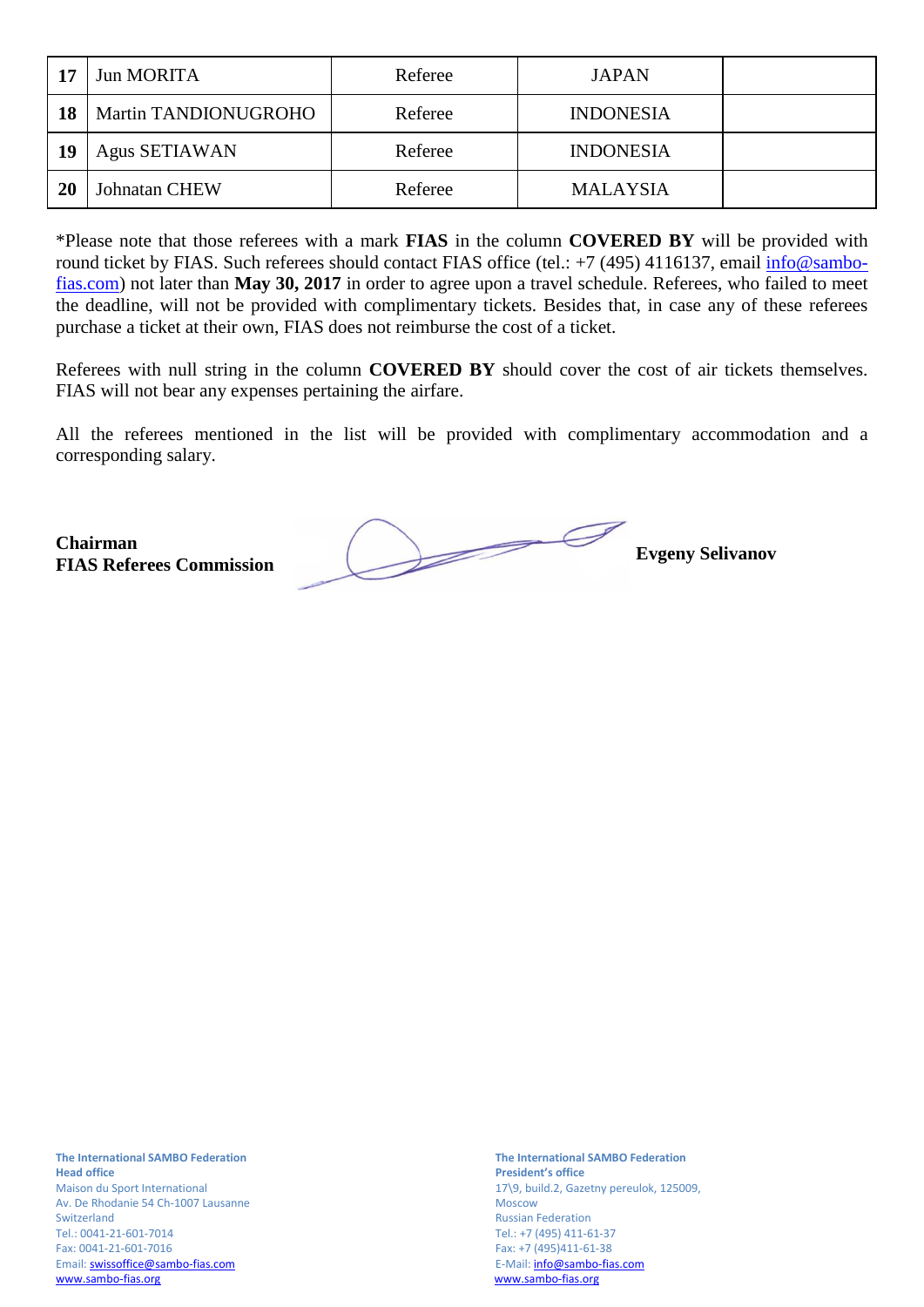| | | | | |
|---|---|---|---|---|
| **17** | Jun MORITA | Referee | JAPAN | |
| **18** | Martin TANDIONUGROHO | Referee | INDONESIA | |
| **19** | Agus SETIAWAN | Referee | INDONESIA | |
| **20** | Johnatan CHEW | Referee | MALAYSIA | |

*Please note that those referees with a mark **FIAS** in the column **COVERED BY** will be provided with round ticket by FIAS. Such referees should contact FIAS office (tel.: +7 (495) 4116137, email info@sambo-fias.com) not later than **May 30, 2017** in order to agree upon a travel schedule. Referees, who failed to meet the deadline, will not be provided with complimentary tickets. Besides that, in case any of these referees purchase a ticket at their own, FIAS does not reimburse the cost of a ticket.

Referees with null string in the column **COVERED BY** should cover the cost of air tickets themselves. FIAS will not bear any expenses pertaining the airfare.

All the referees mentioned in the list will be provided with complimentary accommodation and a corresponding salary.

**Chairman**
**FIAS Referees Commission** **Evgeny Selivanov**

**The International SAMBO Federation**
**Head office**
Maison du Sport International
Av. De Rhodanie 54 Ch-1007 Lausanne
Switzerland
Tel.: 0041-21-601-7014
Fax: 0041-21-601-7016
Email: swissoffice@sambo-fias.com
www.sambo-fias.org

**The International SAMBO Federation**
**President's office**
17\9, build.2, Gazetny pereulok, 125009,
Moscow
Russian Federation
Tel.: +7 (495) 411-61-37
Fax: +7 (495)411-61-38
E-Mail: info@sambo-fias.com
www.sambo-fias.org